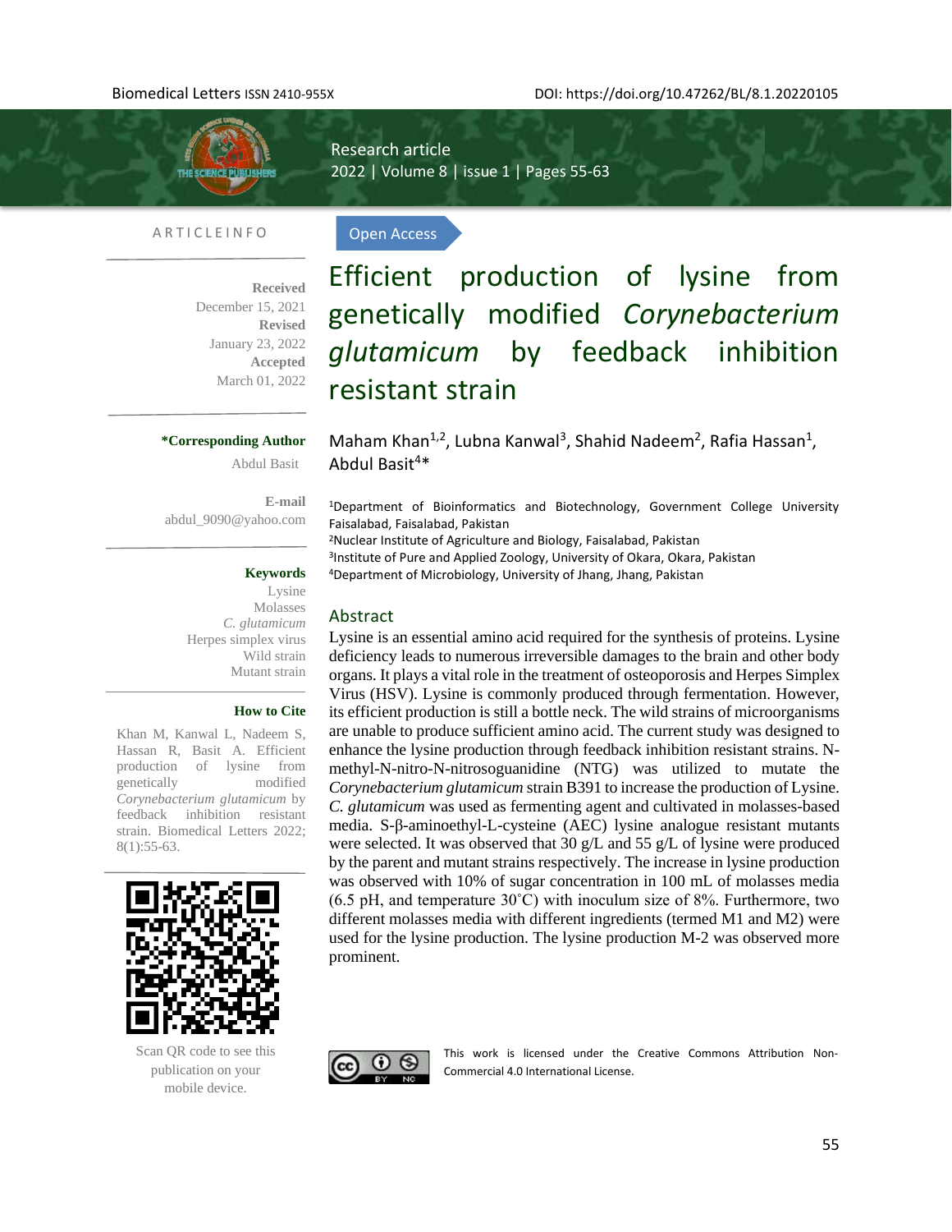Biomedical Letters ISSN 2410-955X

DOI: https://doi.org/10.47262/BL/8.1.20220105

Research article

2022 | Volume 8 | issue 1 | Pages 55-63

**ARTICLE INFO**

**Received**
December 15, 2021

**Revised**
January 23, 2022

**Accepted**
March 01, 2022

**\*Corresponding Author**
Abdul Basit

**E-mail**
abdul_9090@yahoo.com

**Keywords**
Lysine
Molasses
*C. glutamicum*
Herpes simplex virus
Wild strain
Mutant strain

**How to Cite**
Khan M, Kanwal L, Nadeem S, Hassan R, Basit A. Efficient production of lysine from genetically modified *Corynebacterium glutamicum* by feedback inhibition resistant strain. Biomedical Letters 2022; 8(1):55-63.

Scan QR code to see this publication on your mobile device.

Open Access

# Efficient production of lysine from genetically modified *Corynebacterium glutamicum* by feedback inhibition resistant strain

Maham Khan[1,2], Lubna Kanwal[3], Shahid Nadeem[2], Rafia Hassan[1], Abdul Basit[4]*

[1]Department of Bioinformatics and Biotechnology, Government College University Faisalabad, Faisalabad, Pakistan
[2]Nuclear Institute of Agriculture and Biology, Faisalabad, Pakistan
[3]Institute of Pure and Applied Zoology, University of Okara, Okara, Pakistan
[4]Department of Microbiology, University of Jhang, Jhang, Pakistan

## Abstract

Lysine is an essential amino acid required for the synthesis of proteins. Lysine deficiency leads to numerous irreversible damages to the brain and other body organs. It plays a vital role in the treatment of osteoporosis and Herpes Simplex Virus (HSV). Lysine is commonly produced through fermentation. However, its efficient production is still a bottle neck. The wild strains of microorganisms are unable to produce sufficient amino acid. The current study was designed to enhance the lysine production through feedback inhibition resistant strains. N-methyl-N-nitro-N-nitrosoguanidine (NTG) was utilized to mutate the *Corynebacterium glutamicum* strain B391 to increase the production of Lysine. *C. glutamicum* was used as fermenting agent and cultivated in molasses-based media. S-β-aminoethyl-L-cysteine (AEC) lysine analogue resistant mutants were selected. It was observed that 30 g/L and 55 g/L of lysine were produced by the parent and mutant strains respectively. The increase in lysine production was observed with 10% of sugar concentration in 100 mL of molasses media (6.5 pH, and temperature 30˚C) with inoculum size of 8%. Furthermore, two different molasses media with different ingredients (termed M1 and M2) were used for the lysine production. The lysine production M-2 was observed more prominent.

This work is licensed under the Creative Commons Attribution Non-Commercial 4.0 International License.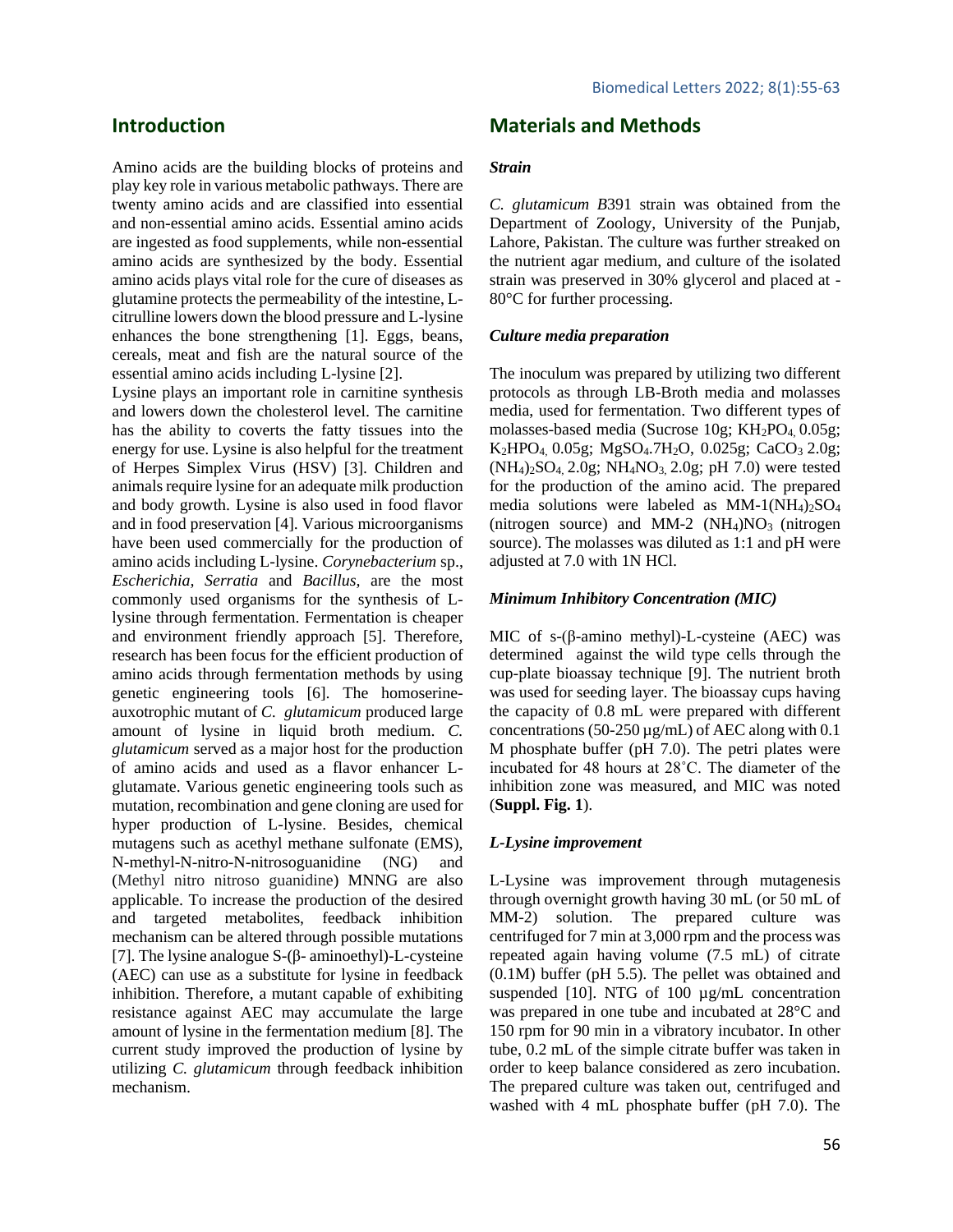## Introduction

Amino acids are the building blocks of proteins and play key role in various metabolic pathways. There are twenty amino acids and are classified into essential and non-essential amino acids. Essential amino acids are ingested as food supplements, while non-essential amino acids are synthesized by the body. Essential amino acids plays vital role for the cure of diseases as glutamine protects the permeability of the intestine, L-citrulline lowers down the blood pressure and L-lysine enhances the bone strengthening [1]. Eggs, beans, cereals, meat and fish are the natural source of the essential amino acids including L-lysine [2].

Lysine plays an important role in carnitine synthesis and lowers down the cholesterol level. The carnitine has the ability to coverts the fatty tissues into the energy for use. Lysine is also helpful for the treatment of Herpes Simplex Virus (HSV) [3]. Children and animals require lysine for an adequate milk production and body growth. Lysine is also used in food flavor and in food preservation [4]. Various microorganisms have been used commercially for the production of amino acids including L-lysine. *Corynebacterium* sp., *Escherichia, Serratia* and *Bacillus,* are the most commonly used organisms for the synthesis of L-lysine through fermentation. Fermentation is cheaper and environment friendly approach [5]. Therefore, research has been focus for the efficient production of amino acids through fermentation methods by using genetic engineering tools [6]. The homoserine-auxotrophic mutant of *C. glutamicum* produced large amount of lysine in liquid broth medium. *C. glutamicum* served as a major host for the production of amino acids and used as a flavor enhancer L-glutamate. Various genetic engineering tools such as mutation, recombination and gene cloning are used for hyper production of L-lysine. Besides, chemical mutagens such as acethyl methane sulfonate (EMS), N-methyl-N-nitro-N-nitrosoguanidine (NG) and (Methyl nitro nitroso guanidine) MNNG are also applicable. To increase the production of the desired and targeted metabolites, feedback inhibition mechanism can be altered through possible mutations [7]. The lysine analogue S-(β- aminoethyl)-L-cysteine (AEC) can use as a substitute for lysine in feedback inhibition. Therefore, a mutant capable of exhibiting resistance against AEC may accumulate the large amount of lysine in the fermentation medium [8]. The current study improved the production of lysine by utilizing *C. glutamicum* through feedback inhibition mechanism.

## Materials and Methods

### *Strain*

*C. glutamicum B*391 strain was obtained from the Department of Zoology, University of the Punjab, Lahore, Pakistan. The culture was further streaked on the nutrient agar medium, and culture of the isolated strain was preserved in 30% glycerol and placed at -80°C for further processing.

### *Culture media preparation*

The inoculum was prepared by utilizing two different protocols as through LB-Broth media and molasses media, used for fermentation. Two different types of molasses-based media (Sucrose 10g; $KH_2PO_4$ 0.05g; $K_2HPO_4$ 0.05g; $MgSO_4.7H_2O$, 0.025g; $CaCO_3$ 2.0g; $(NH_4)_2SO_4$ 2.0g; $NH_4NO_3$ 2.0g; pH 7.0) were tested for the production of the amino acid. The prepared media solutions were labeled as MM-1$(NH_4)_2SO_4$ (nitrogen source) and MM-2 $(NH_4)NO_3$ (nitrogen source). The molasses was diluted as 1:1 and pH were adjusted at 7.0 with 1N HCl.

### *Minimum Inhibitory Concentration (MIC)*

MIC of s-(β-amino methyl)-L-cysteine (AEC) was determined against the wild type cells through the cup-plate bioassay technique [9]. The nutrient broth was used for seeding layer. The bioassay cups having the capacity of 0.8 mL were prepared with different concentrations (50-250 µg/mL) of AEC along with 0.1 M phosphate buffer (pH 7.0). The petri plates were incubated for 48 hours at 28˚C. The diameter of the inhibition zone was measured, and MIC was noted (**Suppl. Fig. 1**).

### *L-Lysine improvement*

L-Lysine was improvement through mutagenesis through overnight growth having 30 mL (or 50 mL of MM-2) solution. The prepared culture was centrifuged for 7 min at 3,000 rpm and the process was repeated again having volume (7.5 mL) of citrate (0.1M) buffer (pH 5.5). The pellet was obtained and suspended [10]. NTG of 100 µg/mL concentration was prepared in one tube and incubated at 28°C and 150 rpm for 90 min in a vibratory incubator. In other tube, 0.2 mL of the simple citrate buffer was taken in order to keep balance considered as zero incubation. The prepared culture was taken out, centrifuged and washed with 4 mL phosphate buffer (pH 7.0). The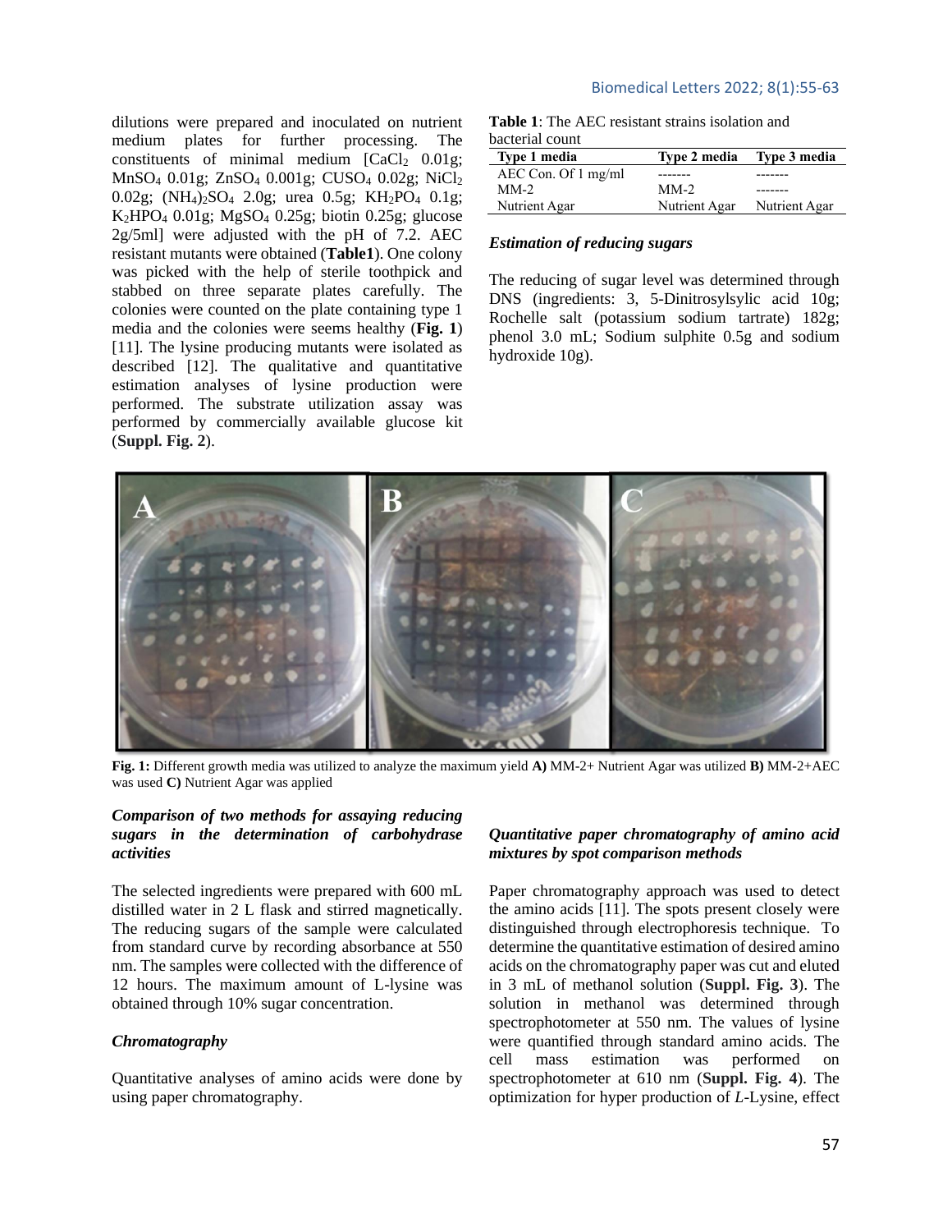dilutions were prepared and inoculated on nutrient medium plates for further processing. The constituents of minimal medium [$CaCl_2$ 0.01g; $MnSO_4$ 0.01g; $ZnSO_4$ 0.001g; $CUSO_4$ 0.02g; $NiCl_2$ 0.02g; $(NH_4)_2SO_4$ 2.0g; urea 0.5g; $KH_2PO_4$ 0.1g; $K_2HPO_4$ 0.01g; $MgSO_4$ 0.25g; biotin 0.25g; glucose 2g/5ml] were adjusted with the pH of 7.2. AEC resistant mutants were obtained (**Table1**). One colony was picked with the help of sterile toothpick and stabbed on three separate plates carefully. The colonies were counted on the plate containing type 1 media and the colonies were seems healthy (**Fig. 1**) [11]. The lysine producing mutants were isolated as described [12]. The qualitative and quantitative estimation analyses of lysine production were performed. The substrate utilization assay was performed by commercially available glucose kit (**Suppl. Fig. 2**).

**Table 1**: The AEC resistant strains isolation and bacterial count

| Type 1 media | Type 2 media | Type 3 media |
|---|---|---|
| AEC Con. Of 1 mg/ml | ------- | ------- |
| MM-2 | MM-2 | ------- |
| Nutrient Agar | Nutrient Agar | Nutrient Agar |

### *Estimation of reducing sugars*

The reducing of sugar level was determined through DNS (ingredients: 3, 5-Dinitrosylsylic acid 10g; Rochelle salt (potassium sodium tartrate) 182g; phenol 3.0 mL; Sodium sulphite 0.5g and sodium hydroxide 10g).

**Fig. 1:** Different growth media was utilized to analyze the maximum yield **A)** MM-2+ Nutrient Agar was utilized **B)** MM-2+AEC was used **C)** Nutrient Agar was applied

### *Comparison of two methods for assaying reducing sugars in the determination of carbohydrase activities*

The selected ingredients were prepared with 600 mL distilled water in 2 L flask and stirred magnetically. The reducing sugars of the sample were calculated from standard curve by recording absorbance at 550 nm. The samples were collected with the difference of 12 hours. The maximum amount of L-lysine was obtained through 10% sugar concentration.

### *Chromatography*

Quantitative analyses of amino acids were done by using paper chromatography.

### *Quantitative paper chromatography of amino acid mixtures by spot comparison methods*

Paper chromatography approach was used to detect the amino acids [11]. The spots present closely were distinguished through electrophoresis technique. To determine the quantitative estimation of desired amino acids on the chromatography paper was cut and eluted in 3 mL of methanol solution (**Suppl. Fig. 3**). The solution in methanol was determined through spectrophotometer at 550 nm. The values of lysine were quantified through standard amino acids. The cell mass estimation was performed on spectrophotometer at 610 nm (**Suppl. Fig. 4**). The optimization for hyper production of *L*-Lysine, effect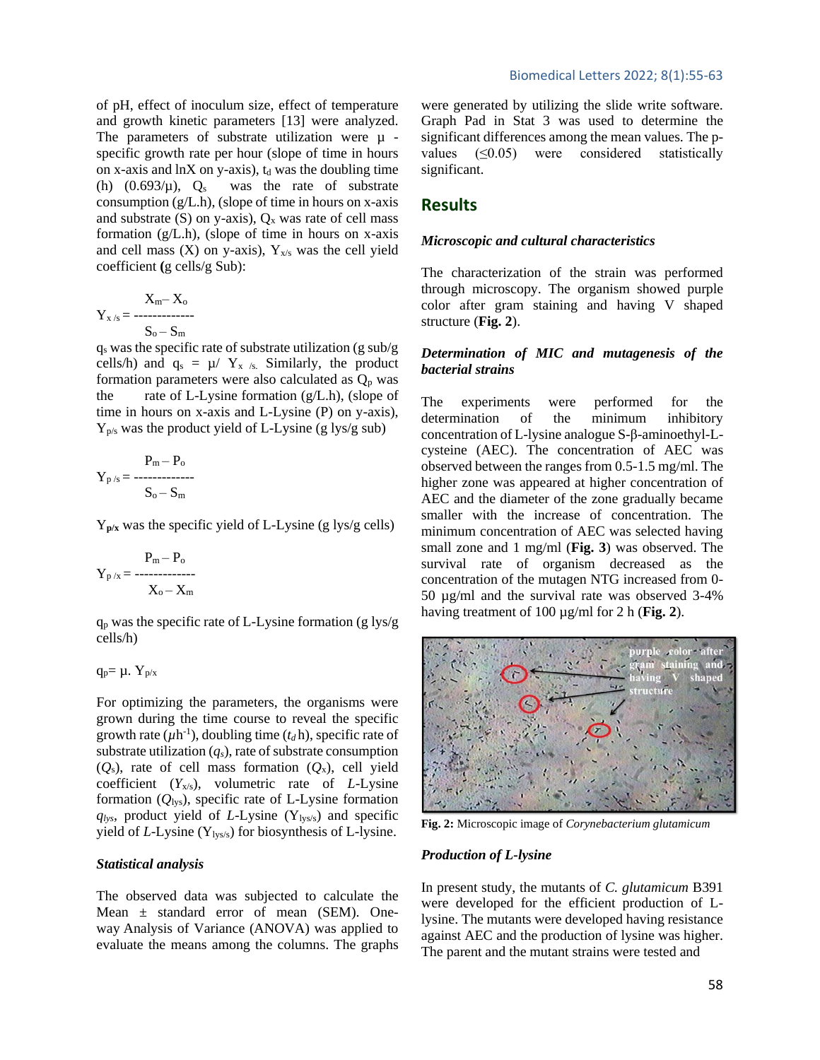of pH, effect of inoculum size, effect of temperature and growth kinetic parameters [13] were analyzed. The parameters of substrate utilization were μ - specific growth rate per hour (slope of time in hours on x-axis and lnX on y-axis), $t_d$ was the doubling time (h) (0.693/μ), $Q_s$ was the rate of substrate consumption (g/L.h), (slope of time in hours on x-axis and substrate (S) on y-axis), $Q_x$ was rate of cell mass formation (g/L.h), (slope of time in hours on x-axis and cell mass (X) on y-axis), $Y_{x/s}$ was the cell yield coefficient **(**g cells/g Sub):

$$Y_{x/s} = \frac{X_m - X_o}{S_o - S_m}$$

$q_s$ was the specific rate of substrate utilization (g sub/g cells/h) and $q_s = \mu / Y_{x/s}$. Similarly, the product formation parameters were also calculated as $Q_p$ was the rate of L-Lysine formation (g/L.h), (slope of time in hours on x-axis and L-Lysine (P) on y-axis), $Y_{p/s}$ was the product yield of L-Lysine (g lys/g sub)

$$Y_{p/s} = \frac{P_m - P_o}{S_o - S_m}$$

$Y_{p/x}$ was the specific yield of L-Lysine (g lys/g cells)

$$Y_{p/x} = \frac{P_m - P_o}{X_o - X_m}$$

$q_p$ was the specific rate of L-Lysine formation (g lys/g cells/h)

$$q_p = \mu . Y_{p/x}$$

For optimizing the parameters, the organisms were grown during the time course to reveal the specific growth rate ($\mu h^{-1}$), doubling time ($t_d$ h), specific rate of substrate utilization ($q_s$), rate of substrate consumption ($Q_s$), rate of cell mass formation ($Q_x$), cell yield coefficient ($Y_{x/s}$), volumetric rate of *L*-Lysine formation ($Q_{lys}$), specific rate of L-Lysine formation $q_{lys}$, product yield of *L*-Lysine ($Y_{lys/s}$) and specific yield of *L*-Lysine ($Y_{lys/s}$) for biosynthesis of L-lysine.

### *Statistical analysis*

The observed data was subjected to calculate the Mean ± standard error of mean (SEM). One-way Analysis of Variance (ANOVA) was applied to evaluate the means among the columns. The graphs were generated by utilizing the slide write software. Graph Pad in Stat 3 was used to determine the significant differences among the mean values. The p-values (≤0.05) were considered statistically significant.

## Results

### *Microscopic and cultural characteristics*

The characterization of the strain was performed through microscopy. The organism showed purple color after gram staining and having V shaped structure (**Fig. 2**).

### *Determination of MIC and mutagenesis of the bacterial strains*

The experiments were performed for the determination of the minimum inhibitory concentration of L-lysine analogue S-β-aminoethyl-L-cysteine (AEC). The concentration of AEC was observed between the ranges from 0.5-1.5 mg/ml. The higher zone was appeared at higher concentration of AEC and the diameter of the zone gradually became smaller with the increase of concentration. The minimum concentration of AEC was selected having small zone and 1 mg/ml (**Fig. 3**) was observed. The survival rate of organism decreased as the concentration of the mutagen NTG increased from 0-50 µg/ml and the survival rate was observed 3-4% having treatment of 100 µg/ml for 2 h (**Fig. 2**).

**Fig. 2:** Microscopic image of *Corynebacterium glutamicum*

### *Production of L-lysine*

In present study, the mutants of *C. glutamicum* B391 were developed for the efficient production of L-lysine. The mutants were developed having resistance against AEC and the production of lysine was higher. The parent and the mutant strains were tested and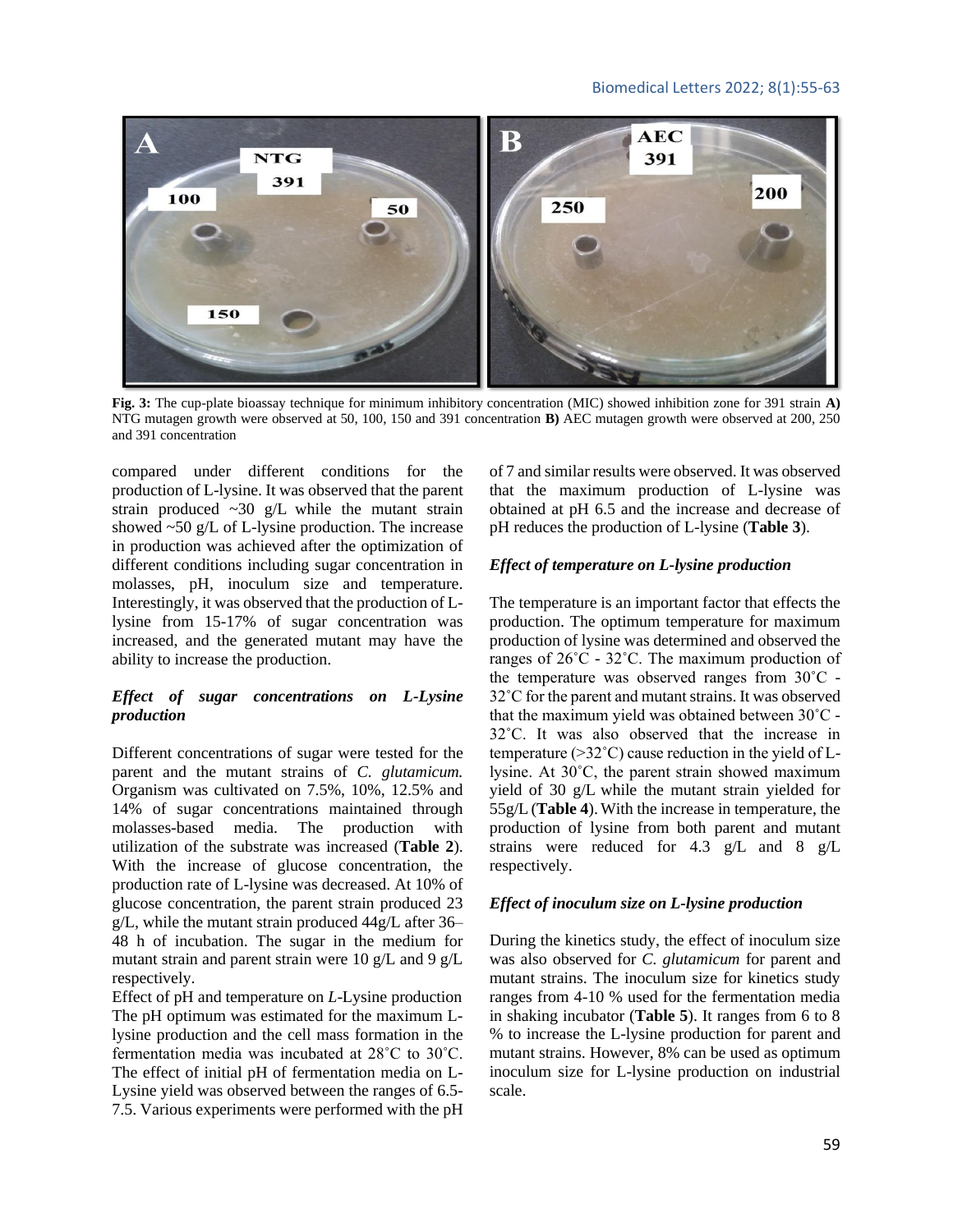Fig. 3: The cup-plate bioassay technique for minimum inhibitory concentration (MIC) showed inhibition zone for 391 strain **A)** NTG mutagen growth were observed at 50, 100, 150 and 391 concentration **B)** AEC mutagen growth were observed at 200, 250 and 391 concentration

compared under different conditions for the production of L-lysine. It was observed that the parent strain produced ~30 g/L while the mutant strain showed ~50 g/L of L-lysine production. The increase in production was achieved after the optimization of different conditions including sugar concentration in molasses, pH, inoculum size and temperature. Interestingly, it was observed that the production of L-lysine from 15-17% of sugar concentration was increased, and the generated mutant may have the ability to increase the production.

### *Effect of sugar concentrations on L-Lysine production*

Different concentrations of sugar were tested for the parent and the mutant strains of *C. glutamicum.* Organism was cultivated on 7.5%, 10%, 12.5% and 14% of sugar concentrations maintained through molasses-based media. The production with utilization of the substrate was increased (**Table 2**). With the increase of glucose concentration, the production rate of L-lysine was decreased. At 10% of glucose concentration, the parent strain produced 23 g/L, while the mutant strain produced 44g/L after 36–48 h of incubation. The sugar in the medium for mutant strain and parent strain were 10 g/L and 9 g/L respectively.

Effect of pH and temperature on *L*-Lysine production

The pH optimum was estimated for the maximum L-lysine production and the cell mass formation in the fermentation media was incubated at 28˚C to 30˚C. The effect of initial pH of fermentation media on L-Lysine yield was observed between the ranges of 6.5-7.5. Various experiments were performed with the pH of 7 and similar results were observed. It was observed that the maximum production of L-lysine was obtained at pH 6.5 and the increase and decrease of pH reduces the production of L-lysine (**Table 3**).

### *Effect of temperature on L-lysine production*

The temperature is an important factor that effects the production. The optimum temperature for maximum production of lysine was determined and observed the ranges of 26˚C - 32˚C. The maximum production of the temperature was observed ranges from 30˚C - 32˚C for the parent and mutant strains. It was observed that the maximum yield was obtained between 30˚C - 32˚C. It was also observed that the increase in temperature (>32˚C) cause reduction in the yield of L-lysine. At 30˚C, the parent strain showed maximum yield of 30 g/L while the mutant strain yielded for 55g/L (**Table 4**). With the increase in temperature, the production of lysine from both parent and mutant strains were reduced for 4.3 g/L and 8 g/L respectively.

### *Effect of inoculum size on L-lysine production*

During the kinetics study, the effect of inoculum size was also observed for *C. glutamicum* for parent and mutant strains. The inoculum size for kinetics study ranges from 4-10 % used for the fermentation media in shaking incubator (**Table 5**). It ranges from 6 to 8 % to increase the L-lysine production for parent and mutant strains. However, 8% can be used as optimum inoculum size for L-lysine production on industrial scale.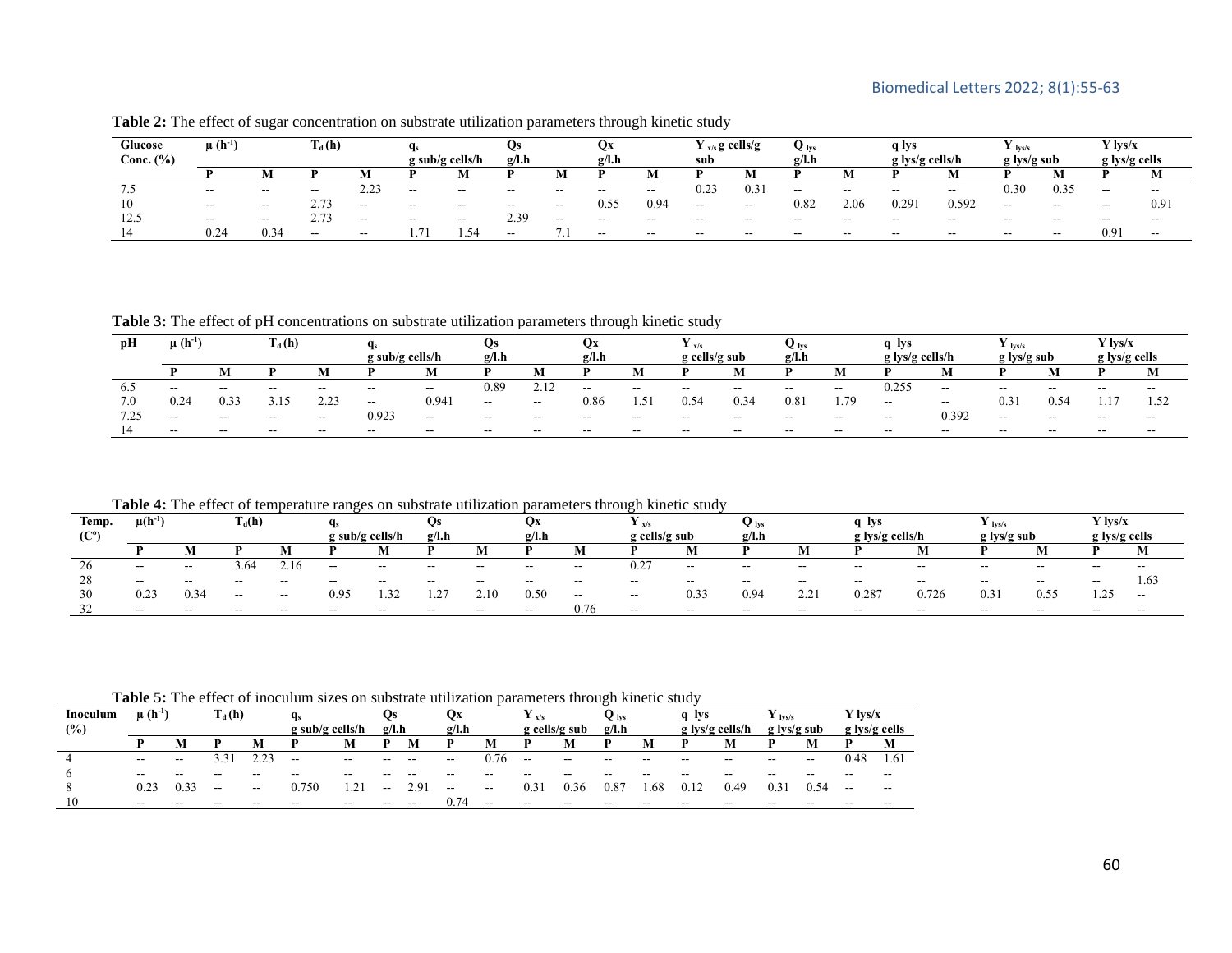**Table 2:** The effect of sugar concentration on substrate utilization parameters through kinetic study

| Glucose Conc. (%) | $\mu$ ($h^{-1}$) | | $T_d$ (h) | | $q_s$ g sub/g cells/h | | Qs g/l.h | | Qx g/l.h | | $Y_{x/s}$ g cells/g sub | | $Q_{lys}$ g/l.h | | q lys g lys/g cells/h | | $Y_{lys/s}$ g lys/g sub | | Y lys/x g lys/g cells | |
|---|---|---|---|---|---|---|---|---|---|---|---|---|---|---|---|---|---|---|---|---|
| | P | M | P | M | P | M | P | M | P | M | P | M | P | M | P | M | P | M | P | M |
| 7.5 | -- | -- | -- | 2.23 | -- | -- | -- | -- | -- | -- | 0.23 | 0.31 | -- | -- | -- | -- | 0.30 | 0.35 | -- | -- |
| 10 | -- | -- | 2.73 | -- | -- | -- | -- | -- | 0.55 | 0.94 | -- | -- | 0.82 | 2.06 | 0.291 | 0.592 | -- | -- | -- | 0.91 |
| 12.5 | -- | -- | 2.73 | -- | -- | -- | 2.39 | -- | -- | -- | -- | -- | -- | -- | -- | -- | -- | -- | -- | -- |
| 14 | 0.24 | 0.34 | -- | -- | 1.71 | 1.54 | -- | 7.1 | -- | -- | -- | -- | -- | -- | -- | -- | -- | -- | 0.91 | -- |

**Table 3:** The effect of pH concentrations on substrate utilization parameters through kinetic study

| pH | $\mu$ ($h^{-1}$) | | $T_d$ (h) | | $q_s$ g sub/g cells/h | | Qs g/l.h | | Qx g/l.h | | $Y_{x/s}$ g cells/g sub | | $Q_{lys}$ g/l.h | | q lys g lys/g cells/h | | $Y_{lys/s}$ g lys/g sub | | Y lys/x g lys/g cells | |
|---|---|---|---|---|---|---|---|---|---|---|---|---|---|---|---|---|---|---|---|---|
| | P | M | P | M | P | M | P | M | P | M | P | M | P | M | P | M | P | M | P | M |
| 6.5 | -- | -- | -- | -- | -- | -- | 0.89 | 2.12 | -- | -- | -- | -- | -- | -- | 0.255 | -- | -- | -- | -- | -- |
| 7.0 | 0.24 | 0.33 | 3.15 | 2.23 | -- | 0.941 | -- | -- | 0.86 | 1.51 | 0.54 | 0.34 | 0.81 | 1.79 | -- | -- | 0.31 | 0.54 | 1.17 | 1.52 |
| 7.25 | -- | -- | -- | -- | 0.923 | -- | -- | -- | -- | -- | -- | -- | -- | -- | -- | 0.392 | -- | -- | -- | -- |
| 14 | -- | -- | -- | -- | -- | -- | -- | -- | -- | -- | -- | -- | -- | -- | -- | -- | -- | -- | -- | -- |

**Table 4:** The effect of temperature ranges on substrate utilization parameters through kinetic study

| Temp. (C°) | $\mu$($h^{-1}$) | | $T_d$(h) | | $q_s$ g sub/g cells/h | | Qs g/l.h | | Qx g/l.h | | $Y_{x/s}$ g cells/g sub | | $Q_{lys}$ g/l.h | | q lys g lys/g cells/h | | $Y_{lys/s}$ g lys/g sub | | Y lys/x g lys/g cells | |
|---|---|---|---|---|---|---|---|---|---|---|---|---|---|---|---|---|---|---|---|---|
| | P | M | P | M | P | M | P | M | P | M | P | M | P | M | P | M | P | M | P | M |
| 26 | -- | -- | 3.64 | 2.16 | -- | -- | -- | -- | -- | -- | 0.27 | -- | -- | -- | -- | -- | -- | -- | -- | -- |
| 28 | -- | -- | -- | -- | -- | -- | -- | -- | -- | -- | -- | -- | -- | -- | -- | -- | -- | -- | -- | 1.63 |
| 30 | 0.23 | 0.34 | -- | -- | 0.95 | 1.32 | 1.27 | 2.10 | 0.50 | -- | -- | 0.33 | 0.94 | 2.21 | 0.287 | 0.726 | 0.31 | 0.55 | 1.25 | -- |
| 32 | -- | -- | -- | -- | -- | -- | -- | -- | -- | 0.76 | -- | -- | -- | -- | -- | -- | -- | -- | -- | -- |

**Table 5:** The effect of inoculum sizes on substrate utilization parameters through kinetic study

| Inoculum (%) | $\mu$ ($h^{-1}$) | | $T_d$ (h) | | $q_s$ g sub/g cells/h | | Qs g/l.h | | Qx g/l.h | | $Y_{x/s}$ g cells/g sub | | $Q_{lys}$ g/l.h | | q lys g lys/g cells/h | | $Y_{lys/s}$ g lys/g sub | | Y lys/x g lys/g cells | |
|---|---|---|---|---|---|---|---|---|---|---|---|---|---|---|---|---|---|---|---|---|
| | P | M | P | M | P | M | P | M | P | M | P | M | P | M | P | M | P | M | P | M |
| 4 | -- | -- | 3.31 | 2.23 | -- | -- | -- | -- | -- | 0.76 | -- | -- | -- | -- | -- | -- | -- | -- | 0.48 | 1.61 |
| 6 | -- | -- | -- | -- | -- | -- | -- | -- | -- | -- | -- | -- | -- | -- | -- | -- | -- | -- | -- | -- |
| 8 | 0.23 | 0.33 | -- | -- | 0.750 | 1.21 | -- | 2.91 | -- | -- | 0.31 | 0.36 | 0.87 | 1.68 | 0.12 | 0.49 | 0.31 | 0.54 | -- | -- |
| 10 | -- | -- | -- | -- | -- | -- | -- | -- | 0.74 | -- | -- | -- | -- | -- | -- | -- | -- | -- | -- | -- |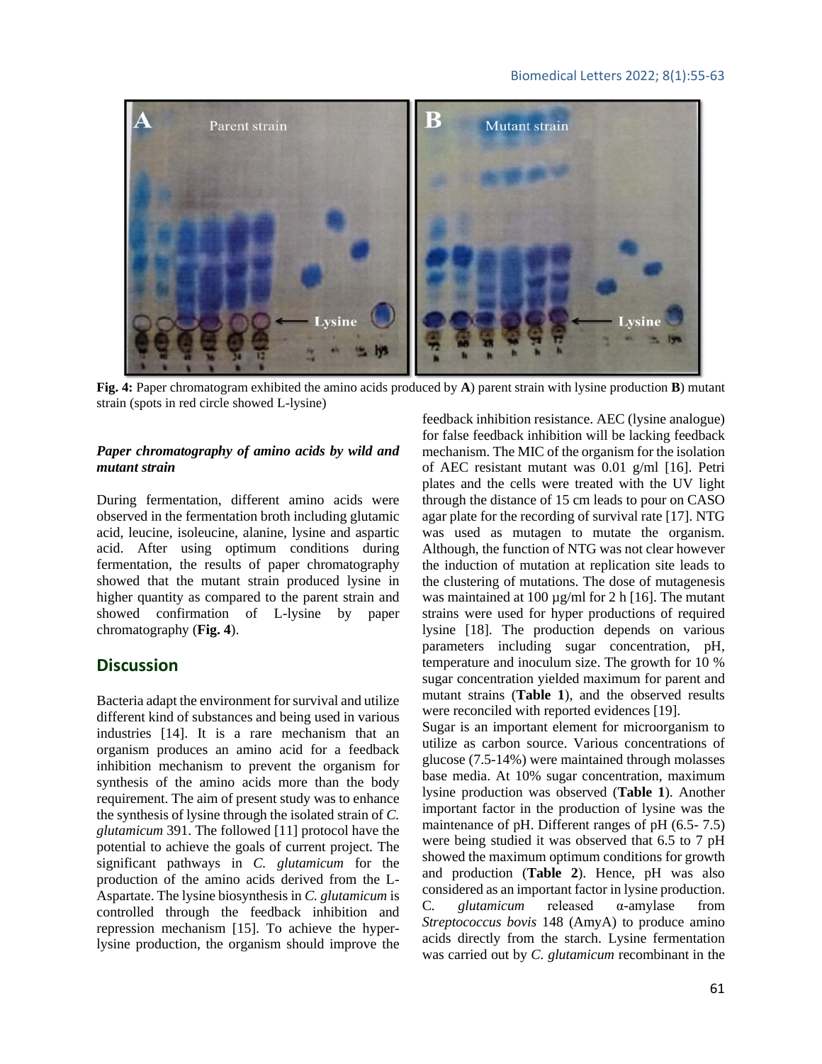Fig. 4: Paper chromatogram exhibited the amino acids produced by **A**) parent strain with lysine production **B**) mutant strain (spots in red circle showed L-lysine)

***Paper chromatography of amino acids by wild and mutant strain***

During fermentation, different amino acids were observed in the fermentation broth including glutamic acid, leucine, isoleucine, alanine, lysine and aspartic acid. After using optimum conditions during fermentation, the results of paper chromatography showed that the mutant strain produced lysine in higher quantity as compared to the parent strain and showed confirmation of L-lysine by paper chromatography (**Fig. 4**).

## Discussion

Bacteria adapt the environment for survival and utilize different kind of substances and being used in various industries [14]. It is a rare mechanism that an organism produces an amino acid for a feedback inhibition mechanism to prevent the organism for synthesis of the amino acids more than the body requirement. The aim of present study was to enhance the synthesis of lysine through the isolated strain of *C. glutamicum* 391. The followed [11] protocol have the potential to achieve the goals of current project. The significant pathways in *C. glutamicum* for the production of the amino acids derived from the L-Aspartate. The lysine biosynthesis in *C. glutamicum* is controlled through the feedback inhibition and repression mechanism [15]. To achieve the hyper-lysine production, the organism should improve the feedback inhibition resistance. AEC (lysine analogue) for false feedback inhibition will be lacking feedback mechanism. The MIC of the organism for the isolation of AEC resistant mutant was 0.01 g/ml [16]. Petri plates and the cells were treated with the UV light through the distance of 15 cm leads to pour on CASO agar plate for the recording of survival rate [17]. NTG was used as mutagen to mutate the organism. Although, the function of NTG was not clear however the induction of mutation at replication site leads to the clustering of mutations. The dose of mutagenesis was maintained at 100 µg/ml for 2 h [16]. The mutant strains were used for hyper productions of required lysine [18]. The production depends on various parameters including sugar concentration, pH, temperature and inoculum size. The growth for 10 % sugar concentration yielded maximum for parent and mutant strains (**Table 1**), and the observed results were reconciled with reported evidences [19].

Sugar is an important element for microorganism to utilize as carbon source. Various concentrations of glucose (7.5-14%) were maintained through molasses base media. At 10% sugar concentration, maximum lysine production was observed (**Table 1**). Another important factor in the production of lysine was the maintenance of pH. Different ranges of pH (6.5- 7.5) were being studied it was observed that 6.5 to 7 pH showed the maximum optimum conditions for growth and production (**Table 2**). Hence, pH was also considered as an important factor in lysine production. C. *glutamicum* released α-amylase from *Streptococcus bovis* 148 (AmyA) to produce amino acids directly from the starch. Lysine fermentation was carried out by *C. glutamicum* recombinant in the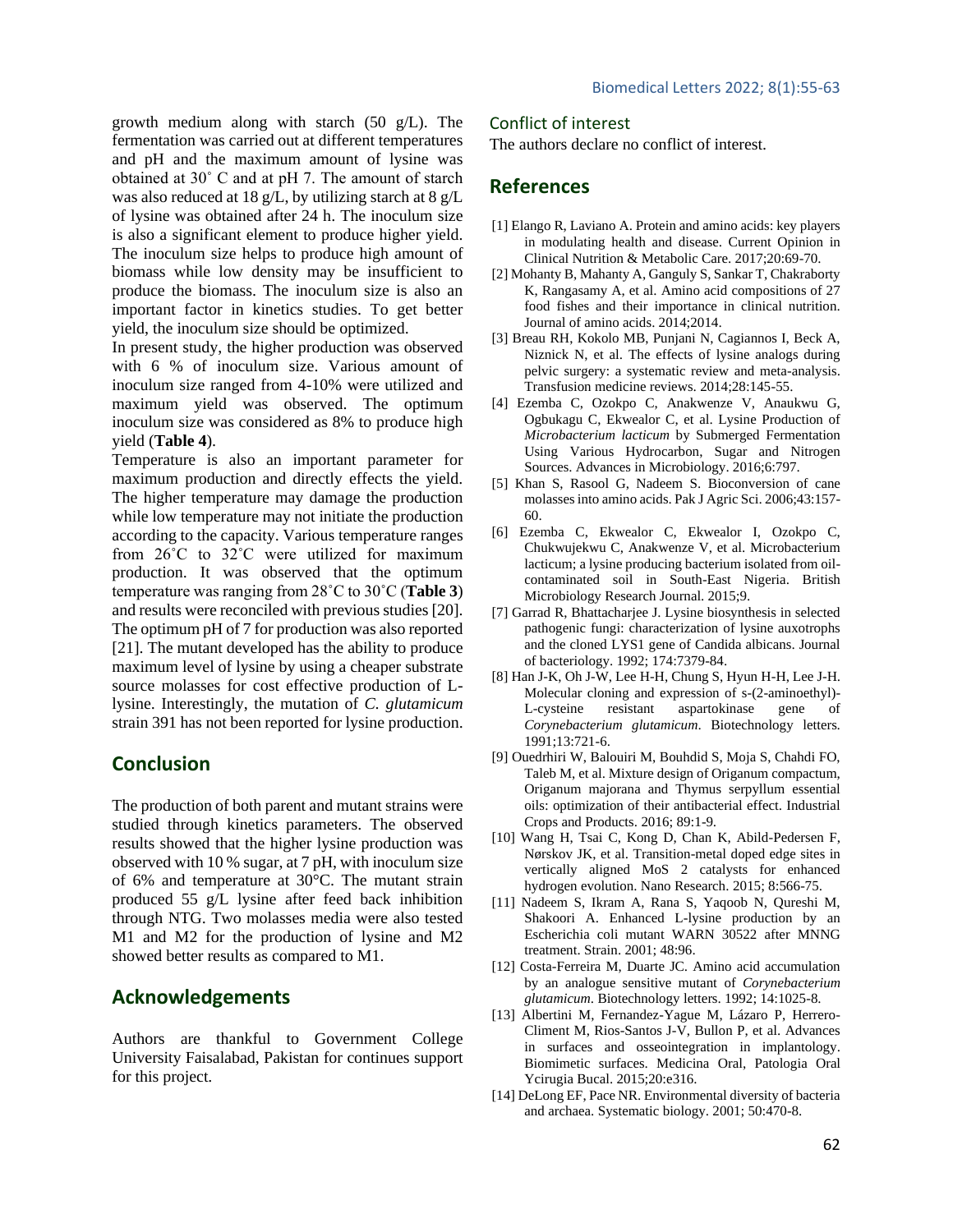growth medium along with starch (50 g/L). The fermentation was carried out at different temperatures and pH and the maximum amount of lysine was obtained at 30˚ C and at pH 7. The amount of starch was also reduced at 18 g/L, by utilizing starch at 8 g/L of lysine was obtained after 24 h. The inoculum size is also a significant element to produce higher yield. The inoculum size helps to produce high amount of biomass while low density may be insufficient to produce the biomass. The inoculum size is also an important factor in kinetics studies. To get better yield, the inoculum size should be optimized.

In present study, the higher production was observed with 6 % of inoculum size. Various amount of inoculum size ranged from 4-10% were utilized and maximum yield was observed. The optimum inoculum size was considered as 8% to produce high yield (**Table 4**).

Temperature is also an important parameter for maximum production and directly effects the yield. The higher temperature may damage the production while low temperature may not initiate the production according to the capacity. Various temperature ranges from 26˚C to 32˚C were utilized for maximum production. It was observed that the optimum temperature was ranging from 28˚C to 30˚C (**Table 3**) and results were reconciled with previous studies [20]. The optimum pH of 7 for production was also reported [21]. The mutant developed has the ability to produce maximum level of lysine by using a cheaper substrate source molasses for cost effective production of L-lysine. Interestingly, the mutation of *C. glutamicum* strain 391 has not been reported for lysine production.

## Conclusion

The production of both parent and mutant strains were studied through kinetics parameters. The observed results showed that the higher lysine production was observed with 10 % sugar, at 7 pH, with inoculum size of 6% and temperature at 30°C. The mutant strain produced 55 g/L lysine after feed back inhibition through NTG. Two molasses media were also tested M1 and M2 for the production of lysine and M2 showed better results as compared to M1.

## Acknowledgements

Authors are thankful to Government College University Faisalabad, Pakistan for continues support for this project.

### Conflict of interest

The authors declare no conflict of interest.

## References

[1] Elango R, Laviano A. Protein and amino acids: key players in modulating health and disease. Current Opinion in Clinical Nutrition & Metabolic Care. 2017;20:69-70.

[2] Mohanty B, Mahanty A, Ganguly S, Sankar T, Chakraborty K, Rangasamy A, et al. Amino acid compositions of 27 food fishes and their importance in clinical nutrition. Journal of amino acids. 2014;2014.

[3] Breau RH, Kokolo MB, Punjani N, Cagiannos I, Beck A, Niznick N, et al. The effects of lysine analogs during pelvic surgery: a systematic review and meta-analysis. Transfusion medicine reviews. 2014;28:145-55.

[4] Ezemba C, Ozokpo C, Anakwenze V, Anaukwu G, Ogbukagu C, Ekwealor C, et al. Lysine Production of *Microbacterium lacticum* by Submerged Fermentation Using Various Hydrocarbon, Sugar and Nitrogen Sources. Advances in Microbiology. 2016;6:797.

[5] Khan S, Rasool G, Nadeem S. Bioconversion of cane molasses into amino acids. Pak J Agric Sci. 2006;43:157-60.

[6] Ezemba C, Ekwealor C, Ekwealor I, Ozokpo C, Chukwujekwu C, Anakwenze V, et al. Microbacterium lacticum; a lysine producing bacterium isolated from oil-contaminated soil in South-East Nigeria. British Microbiology Research Journal. 2015;9.

[7] Garrad R, Bhattacharjee J. Lysine biosynthesis in selected pathogenic fungi: characterization of lysine auxotrophs and the cloned LYS1 gene of Candida albicans. Journal of bacteriology. 1992; 174:7379-84.

[8] Han J-K, Oh J-W, Lee H-H, Chung S, Hyun H-H, Lee J-H. Molecular cloning and expression of s-(2-aminoethyl)-L-cysteine resistant aspartokinase gene of *Corynebacterium glutamicum*. Biotechnology letters. 1991;13:721-6.

[9] Ouedrhiri W, Balouiri M, Bouhdid S, Moja S, Chahdi FO, Taleb M, et al. Mixture design of Origanum compactum, Origanum majorana and Thymus serpyllum essential oils: optimization of their antibacterial effect. Industrial Crops and Products. 2016; 89:1-9.

[10] Wang H, Tsai C, Kong D, Chan K, Abild-Pedersen F, Nørskov JK, et al. Transition-metal doped edge sites in vertically aligned MoS 2 catalysts for enhanced hydrogen evolution. Nano Research. 2015; 8:566-75.

[11] Nadeem S, Ikram A, Rana S, Yaqoob N, Qureshi M, Shakoori A. Enhanced L-lysine production by an Escherichia coli mutant WARN 30522 after MNNG treatment. Strain. 2001; 48:96.

[12] Costa-Ferreira M, Duarte JC. Amino acid accumulation by an analogue sensitive mutant of *Corynebacterium glutamicum*. Biotechnology letters. 1992; 14:1025-8.

[13] Albertini M, Fernandez-Yague M, Lázaro P, Herrero-Climent M, Rios-Santos J-V, Bullon P, et al. Advances in surfaces and osseointegration in implantology. Biomimetic surfaces. Medicina Oral, Patologia Oral Ycirugia Bucal. 2015;20:e316.

[14] DeLong EF, Pace NR. Environmental diversity of bacteria and archaea. Systematic biology. 2001; 50:470-8.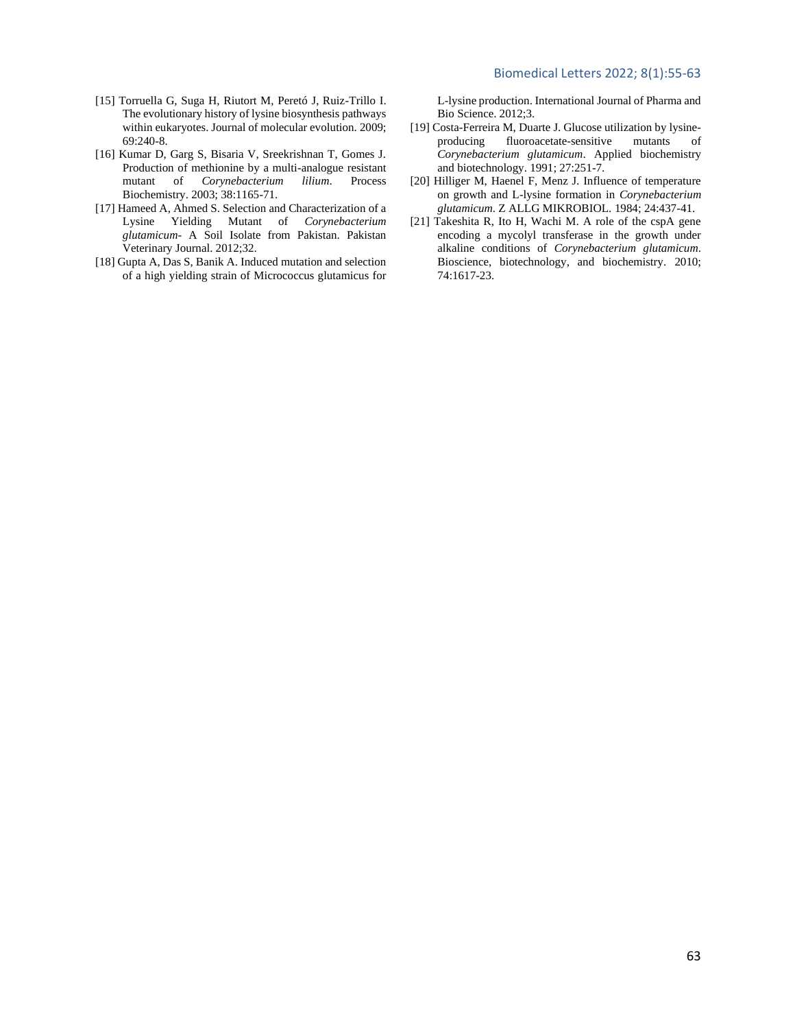[15] Torruella G, Suga H, Riutort M, Peretó J, Ruiz-Trillo I. The evolutionary history of lysine biosynthesis pathways within eukaryotes. Journal of molecular evolution. 2009; 69:240-8.

[16] Kumar D, Garg S, Bisaria V, Sreekrishnan T, Gomes J. Production of methionine by a multi-analogue resistant mutant of *Corynebacterium lilium*. Process Biochemistry. 2003; 38:1165-71.

[17] Hameed A, Ahmed S. Selection and Characterization of a Lysine Yielding Mutant of *Corynebacterium glutamicum*- A Soil Isolate from Pakistan. Pakistan Veterinary Journal. 2012;32.

[18] Gupta A, Das S, Banik A. Induced mutation and selection of a high yielding strain of Micrococcus glutamicus for L-lysine production. International Journal of Pharma and Bio Science. 2012;3.

[19] Costa-Ferreira M, Duarte J. Glucose utilization by lysine-producing fluoroacetate-sensitive mutants of *Corynebacterium glutamicum*. Applied biochemistry and biotechnology. 1991; 27:251-7.

[20] Hilliger M, Haenel F, Menz J. Influence of temperature on growth and L-lysine formation in *Corynebacterium glutamicum*. Z ALLG MIKROBIOL. 1984; 24:437-41.

[21] Takeshita R, Ito H, Wachi M. A role of the cspA gene encoding a mycolyl transferase in the growth under alkaline conditions of *Corynebacterium glutamicum*. Bioscience, biotechnology, and biochemistry. 2010; 74:1617-23.